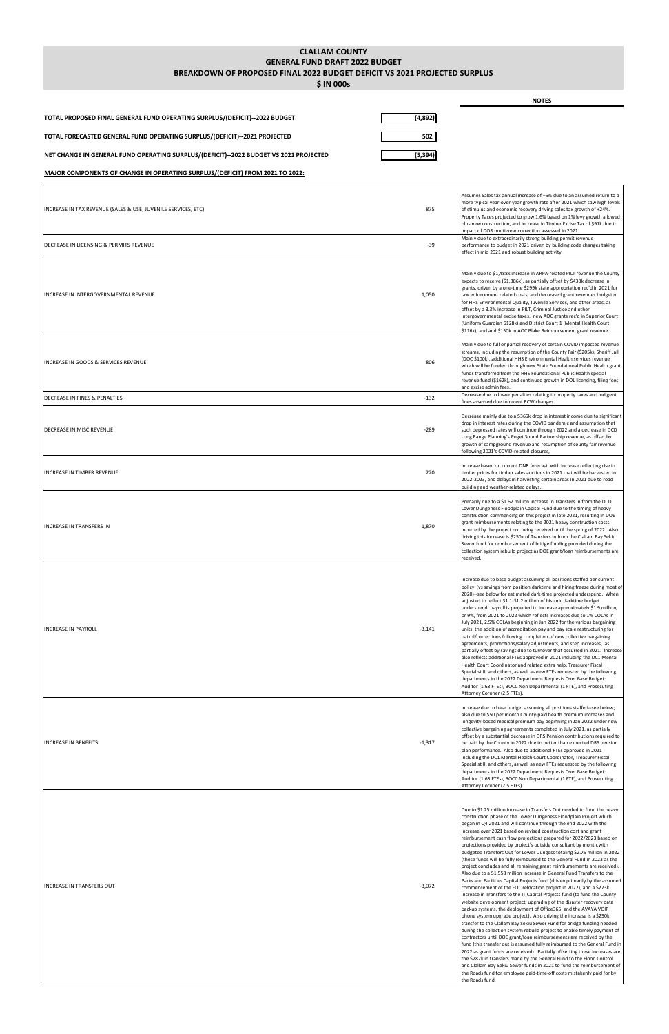# CLALLAM COUNTY
## GENERAL FUND DRAFT 2022 BUDGET
## BREAKDOWN OF PROPOSED FINAL 2022 BUDGET DEFICIT VS 2021 PROJECTED SURPLUS
### $ IN 000s

| | | NOTES |
|---|---|---|
| **TOTAL PROPOSED FINAL GENERAL FUND OPERATING SURPLUS/(DEFICIT)--2022 BUDGET** | (4,892) | |
| **TOTAL FORECASTED GENERAL FUND OPERATING SURPLUS/(DEFICIT)--2021 PROJECTED** | 502 | |
| **NET CHANGE IN GENERAL FUND OPERATING SURPLUS/(DEFICIT)--2022 BUDGET VS 2021 PROJECTED** | (5,394) | |

**MAJOR COMPONENTS OF CHANGE IN OPERATING SURPLUS/(DEFICIT) FROM 2021 TO 2022:**

| Component | Amount | Notes |
|---|---|---|
| INCREASE IN TAX REVENUE (SALES & USE, JUVENILE SERVICES, ETC) | 875 | Assumes Sales tax annual increase of +5% due to an assumed return to a more typical year-over-year growth rate after 2021 which saw high levels of stimulus and economic recovery driving sales tax growth of +24%. Property Taxes projected to grow 1.6% based on 1% levy growth allowed plus new construction, and increase in Timber Excise Tax of $91k due to impact of DOR multi-year correction assessed in 2021. |
| DECREASE IN LICENSING & PERMITS REVENUE | -39 | Mainly due to extraordinarily strong building permit revenue performance to budget in 2021 driven by building code changes taking effect in mid 2021 and robust building activity. |
| INCREASE IN INTERGOVERNMENTAL REVENUE | 1,050 | Mainly due to $1,488k increase in ARPA-related PILT revenue the County expects to receive ($1,386k), as partially offset by $438k decrease in grants, driven by a one-time $299k state appropriation rec'd in 2021 for law enforcement related costs, and decreased grant revenues budgeted for HHS Environmental Quality, Juvenile Services, and other areas, as offset by a 3.3% increase in PILT, Criminal Justice and other intergovernmental excise taxes, new AOC grants rec'd in Superior Court (Uniform Guardian $128k) and District Court 1 (Mental Health Court $116k), and and $150k in AOC Blake Reimbursement grant revenue. |
| INCREASE IN GOODS & SERVICES REVENUE | 806 | Mainly due to full or partial recovery of certain COVID impacted revenue streams, including the resumption of the County Fair ($205k), Sheriff Jail (DOC $100k), additional HHS Environmental Health services revenue which will be funded through new State Foundational Public Health grant funds transferred from the HHS Foundational Public Health special revenue fund ($162k), and continued growth in DOL licensing, filing fees and excise admin fees. |
| DECREASE IN FINES & PENALTIES | -132 | Decrease due to lower penalties relating to property taxes and indigent fines assessed due to recent RCW changes. |
| DECREASE IN MISC REVENUE | -289 | Decrease mainly due to a $365k drop in interest income due to significant drop in interest rates during the COVID pandemic and assumption that such depressed rates will continue through 2022 and a decrease in DCD Long Range Planning's Puget Sound Partnership revenue, as offset by growth of campground revenue and resumption of county fair revenue following 2021's COVID-related closures, |
| INCREASE IN TIMBER REVENUE | 220 | Increase based on current DNR forecast, with increase reflecting rise in timber prices for timber sales auctions in 2021 that will be harvested in 2022-2023, and delays in harvesting certain areas in 2021 due to road building and weather-related delays. |
| INCREASE IN TRANSFERS IN | 1,870 | Primarily due to a $1.62 million increase in Transfers In from the DCD Lower Dungeness Floodplain Capital Fund due to the timing of heavy construction commencing on this project in late 2021, resulting in DOE grant reimbursements relating to the 2021 heavy construction costs incurred by the project not being received until the spring of 2022. Also driving this increase is $250k of Transfers In from the Clallam Bay Sekiu Sewer fund for reimbursement of bridge funding provided during the collection system rebuild project as DOE grant/loan reimbursements are received. |
| INCREASE IN PAYROLL | -3,141 | Increase due to base budget assuming all positions staffed per current policy (vs savings from position darktime and hiring freeze during most of 2020)--see below for estimated dark-time projected underspend. When adjusted to reflect $1.1-$1.2 million of historic darktime budget underspend, payroll is projected to increase approximately $1.9 million, or 9%, from 2021 to 2022 which reflects increases due to 1% COLAs in July 2021, 2.5% COLAs beginning in Jan 2022 for the various bargaining units, the addition of accreditation pay and pay scale restructuring for patrol/corrections following completion of new collective bargaining agreements, promotions/salary adjustments, and step increases, as partially offset by savings due to turnover that occurred in 2021. Increase also reflects additional FTEs approved in 2021 including the DC1 Mental Health Court Coordinator and related extra help, Treasurer Fiscal Specialist II, and others, as well as new FTEs requested by the following departments in the 2022 Department Requests Over Base Budget: Auditor (1.63 FTEs), BOCC Non Departmental (1 FTE), and Prosecuting Attorney Coroner (2.5 FTEs). |
| INCREASE IN BENEFITS | -1,317 | Increase due to base budget assuming all positions staffed--see below; also due to $50 per month County-paid health premium increases and longevity-based medical premium pay beginning in Jan 2022 under new collective bargaining agreements completed in July 2021, as partially offset by a substantial decrease in DRS Pension contributions required to be paid by the County in 2022 due to better than expected DRS pension plan performance. Also due to additional FTEs approved in 2021 including the DC1 Mental Health Court Coordinator, Treasurer Fiscal Specialist II, and others, as well as new FTEs requested by the following departments in the 2022 Department Requests Over Base Budget: Auditor (1.63 FTEs), BOCC Non Departmental (1 FTE), and Prosecuting Attorney Coroner (2.5 FTEs). |
| INCREASE IN TRANSFERS OUT | -3,072 | Due to $1.25 million increase in Transfers Out needed to fund the heavy construction phase of the Lower Dungeness Floodplain Project which began in Q4 2021 and will continue through the end 2022 with the increase over 2021 based on revised construction cost and grant reimbursement cash flow projections prepared for 2022/2023 based on projections provided by project's outside consultant by month,with budgeted Transfers Out for Lower Dungess totaling $2.75 million in 2022 (these funds will be fully reimbursed to the General Fund in 2023 as the project concludes and all remaining grant reimbursements are received). Also due to a $1.558 million increase in General Fund Transfers to the Parks and Facilities Capital Projects fund (driven primarily by the assumed commencement of the EOC relocation project in 2022), and a $273k increase in Transfers to the IT Capital Projects fund (to fund the County website development project, upgrading of the disaster recovery data backup systems, the deployment of Office365, and the AVAYA VOIP phone system upgrade project). Also driving the increase is a $250k transfer to the Clallam Bay Sekiu Sewer Fund for bridge funding needed during the collection system rebuild project to enable timely payment of contractors until DOE grant/loan reimbursements are received by the fund (this transfer out is assumed fully reimbursed to the General Fund in 2022 as grant funds are received). Partially offsetting these increases are the $282k in transfers made by the General Fund to the Flood Control and Clallam Bay Sekiu Sewer funds in 2021 to fund the reimbursement of the Roads fund for employee paid-time-off costs mistakenly paid for by the Roads fund. |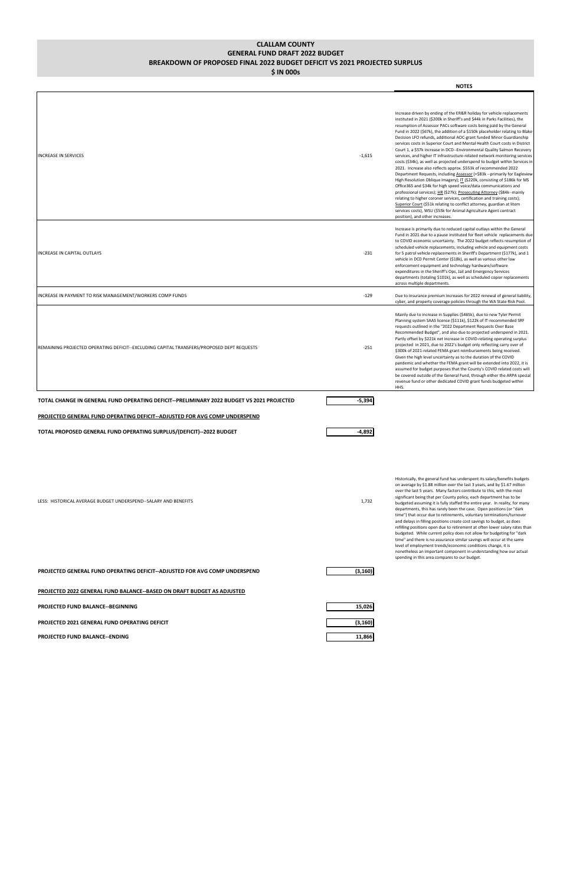# CLALLAM COUNTY
## GENERAL FUND DRAFT 2022 BUDGET
## BREAKDOWN OF PROPOSED FINAL 2022 BUDGET DEFICIT VS 2021 PROJECTED SURPLUS
## $ IN 000s

| | | NOTES |
|---|---|---|
| INCREASE IN SERVICES | -1,615 | Increase driven by ending of the ER&R holiday for vehicle replacements instituted in 2021 ($200k in Sheriff's and $44k in Parks Facilities), the resumption of Assessor PACs software costs being paid by the General Fund in 2022 ($67k), the addition of a $150k placeholder relating to Blake Decision LFO refunds, additional AOC-grant funded Minor Guardianship services costs in Superior Court and Mental Health Court costs in District Court 1, a $57k increase in DCD--Environmental Quality Salmon Recovery services, and higher IT infrastructure-related network monitoring services costs ($34k), as well as projected underspend to budget within Services in 2021. Increase also reflects approx. $553k of recommended 2022 Department Requests, including Assessor (+$83k --primarily for Eagleview High Resolution Oblique Imagery); IT ($220k, consisting of $186k for MS Office365 and $34k for high speed voice/data communications and professional services); HR ($27k); Prosecuting Attorney ($84k--mainly relating to higher coroner services, certification and training costs); Superior Court ($51k relating to conflict attorney, guardian at litem services costs), WSU ($55k for Animal Agriculture Agent contract position), and other increases. |
| INCREASE IN CAPITAL OUTLAYS | -231 | Increase is primarily due to reduced capital outlays within the General Fund in 2021 due to a pause instituted for fleet vehicle replacements due to COVID economic uncertainty. The 2022 budget reflects resumption of scheduled vehicle replacements, including vehicle and equipment costs for 5 patrol vehicle replacements in Sheriff's Department ($177k), and 1 vehicle in DCD Permit Center ($18k), as well as various other law enforcement equipment and technology hardware/software expenditures in the Sheriff's Ops, Jail and Emergency Services departments (totaling $101k), as well as scheduled copier replacements across multiple departments. |
| INCREASE IN PAYMENT TO RISK MANAGEMENT/WORKERS COMP FUNDS | -129 | Due to insurance premium increases for 2022 renewal of general liability, cyber, and property coverage policies through the WA State Risk Pool. |
| REMAINING PROJECTED OPERATING DEFICIT--EXCLUDING CAPITAL TRANSFERS/PROPOSED DEPT REQUESTS | -251 | Mainly due to increase in Supplies ($465k), due to new Tyler Permit Planning system SAAS license ($111k), $122k of IT-recommended SRF requests outlined in the "2022 Department Requests Over Base Recommended Budget", and also due to projected underspend in 2021. Partly offset by $221k net increase in COVID-relating operating surplus projected in 2021, due to 2022's budget only reflecting carry over of $300k of 2021-related FEMA grant reimbursements being received. Given the high level uncertainty as to the duration of the COVID pandemic and whether the FEMA grant will be extended into 2022, it is assumed for budget purposes that the County's COVID related costs will be covered outside of the General Fund, through either the ARPA special revenue fund or other dedicated COVID grant funds budgeted within HHS. |
| **TOTAL CHANGE IN GENERAL FUND OPERATING DEFICIT--PRELIMINARY 2022 BUDGET VS 2021 PROJECTED** | **-5,394** | |

**PROJECTED GENERAL FUND OPERATING DEFICIT--ADJUSTED FOR AVG COMP UNDERSPEND**

| | | |
|---|---|---|
| **TOTAL PROPOSED GENERAL FUND OPERATING SURPLUS/(DEFICIT)--2022 BUDGET** | **-4,892** | |
| LESS: HISTORICAL AVERAGE BUDGET UNDERSPEND--SALARY AND BENEFITS | 1,732 | Historically, the general fund has underspent its salary/benefits budgets on average by $1.88 million over the last 3 years, and by $1.67 million over the last 5 years. Many factors contribute to this, with the most significant being that per County policy, each department has to be budgeted assuming it is fully staffed the entire year. In reality, for many departments, this has rarely been the case. Open positions (or "dark time") that occur due to retirements, voluntary terminations/turnover and delays in filling positions create cost savings to budget, as does refilling positions open due to retirement at often lower salary rates than budgeted. While current policy does not allow for budgeting for "dark time" and there is no assurance similar savings will occur at the same level of employment trends/economic conditions change, it is nonetheless an important component in understanding how our actual spending in this area compares to our budget. |
| **PROJECTED GENERAL FUND OPERATING DEFICIT--ADJUSTED FOR AVG COMP UNDERSPEND** | **(3,160)** | |

**PROJECTED 2022 GENERAL FUND BALANCE--BASED ON DRAFT BUDGET AS ADJUSTED**

| | |
|---|---|
| **PROJECTED FUND BALANCE--BEGINNING** | **15,026** |
| **PROJECTED 2021 GENERAL FUND OPERATING DEFICIT** | **(3,160)** |
| **PROJECTED FUND BALANCE--ENDING** | **11,866** |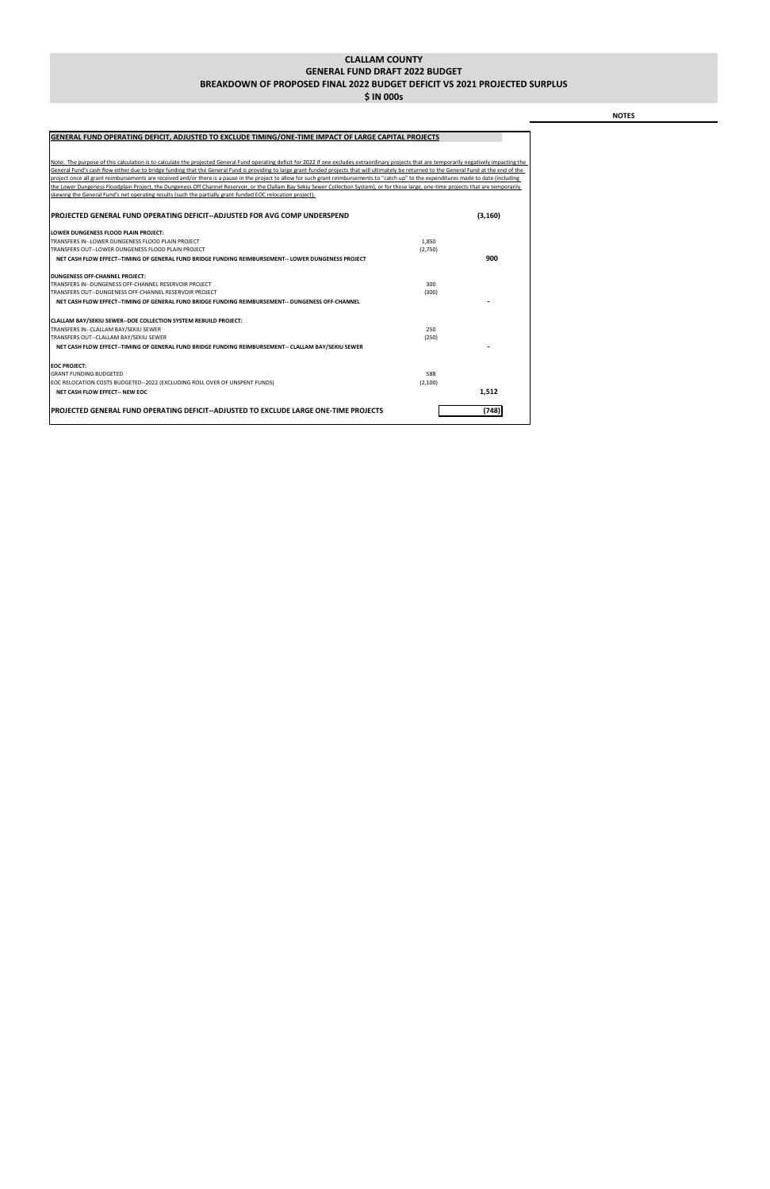# CLALLAM COUNTY
## GENERAL FUND DRAFT 2022 BUDGET
## BREAKDOWN OF PROPOSED FINAL 2022 BUDGET DEFICIT VS 2021 PROJECTED SURPLUS
## $ IN 000s

**NOTES**

**GENERAL FUND OPERATING DEFICIT, ADJUSTED TO EXCLUDE TIMING/ONE-TIME IMPACT OF LARGE CAPITAL PROJECTS**

Note: The purpose of this calculation is to calculate the projected General Fund operating deficit for 2022 if one excludes extraordinary projects that are temporarily negatively impacting the General Fund's cash flow either due to bridge funding that the General Fund is providing to large grant-funded projects that will ultimately be returned to the General Fund at the end of the project once all grant reimbursements are received and/or there is a pause in the project to allow for such grant reimbursements to "catch up" to the expenditures made to date (including the Lower Dungeness Floodplain Project, the Dungeness Off Channel Reservoir, or the Clallam Bay Sekiu Sewer Collection System), or for those large, one-time projects that are temporarily skewing the General Fund's net operating results (such the partially grant-funded EOC relocation project).

| | | |
|---|---|---|
| **PROJECTED GENERAL FUND OPERATING DEFICIT--ADJUSTED FOR AVG COMP UNDERSPEND** | | **(3,160)** |
| **LOWER DUNGENESS FLOOD PLAIN PROJECT:** | | |
| TRANSFERS IN--LOWER DUNGENESS FLOOD PLAIN PROJECT | 1,850 | |
| TRANSFERS OUT--LOWER DUNGENESS FLOOD PLAIN PROJECT | (2,750) | |
| **NET CASH FLOW EFFECT--TIMING OF GENERAL FUND BRIDGE FUNDING REIMBURSEMENT-- LOWER DUNGENESS PROJECT** | | **900** |
| **DUNGENESS OFF-CHANNEL PROJECT:** | | |
| TRANSFERS IN--DUNGENESS OFF-CHANNEL RESERVOIR PROJECT | 300 | |
| TRANSFERS OUT--DUNGENESS OFF-CHANNEL RESERVOIR PROJECT | (300) | |
| **NET CASH FLOW EFFECT--TIMING OF GENERAL FUND BRIDGE FUNDING REIMBURSEMENT-- DUNGENESS OFF-CHANNEL** | | **-** |
| **CLALLAM BAY/SEKIU SEWER--DOE COLLECTION SYSTEM REBUILD PROJECT:** | | |
| TRANSFERS IN--CLALLAM BAY/SEKIU SEWER | 250 | |
| TRANSFERS OUT--CLALLAM BAY/SEKIU SEWER | (250) | |
| **NET CASH FLOW EFFECT--TIMING OF GENERAL FUND BRIDGE FUNDING REIMBURSEMENT-- CLALLAM BAY/SEKIU SEWER** | | **-** |
| **EOC PROJECT:** | | |
| GRANT FUNDING BUDGETED | 588 | |
| EOC RELOCATION COSTS BUDGETED--2022 (EXCLUDING ROLL OVER OF UNSPENT FUNDS) | (2,100) | |
| **NET CASH FLOW EFFECT-- NEW EOC** | | **1,512** |
| **PROJECTED GENERAL FUND OPERATING DEFICIT--ADJUSTED TO EXCLUDE LARGE ONE-TIME PROJECTS** | | **(748)** |